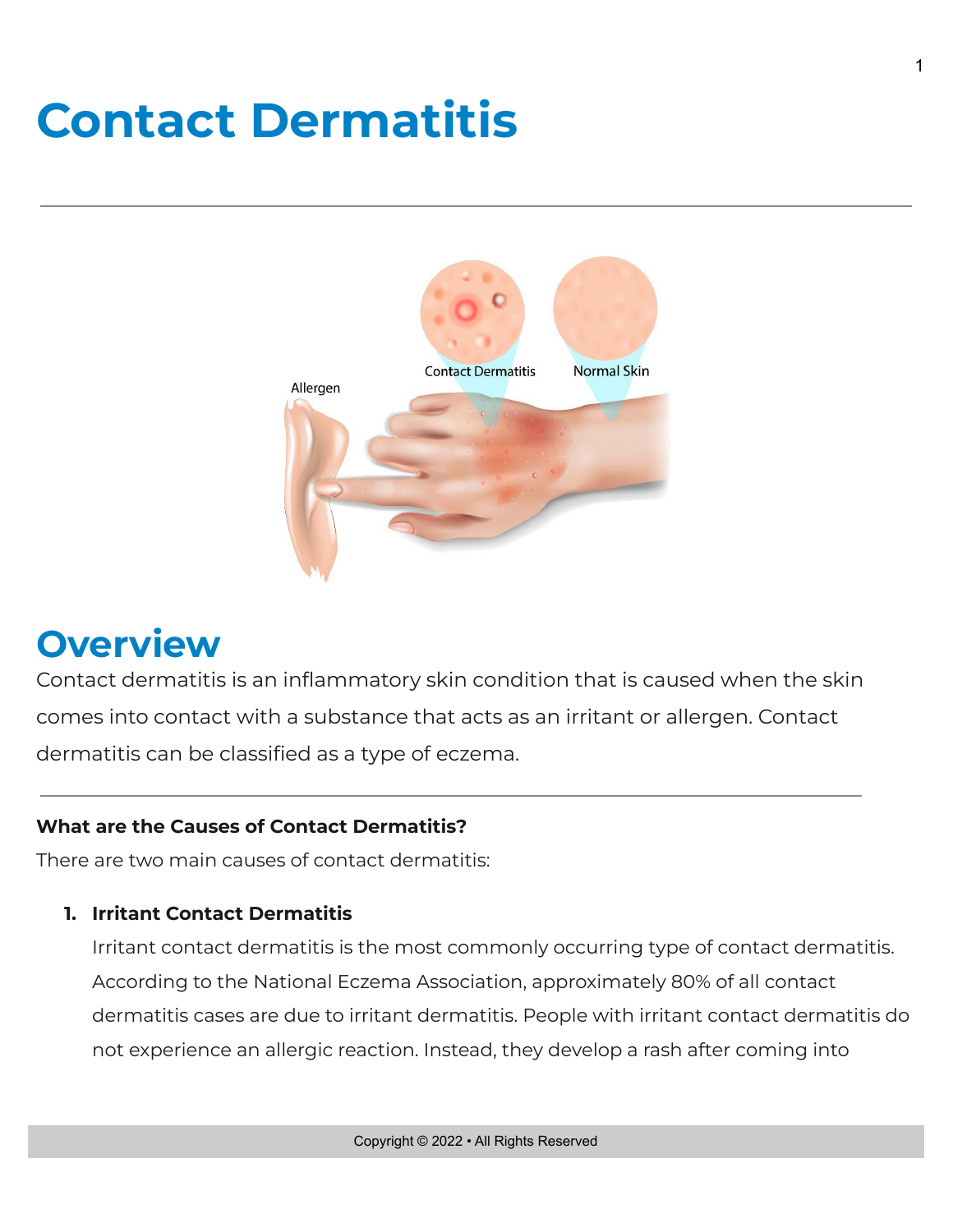# Contact Dermatitis

## Overview

Contact dermatitis is an inflammatory skin condition that is caused when the skin comes into contact with a substance that acts as an irritant or allergen. Contact dermatitis can be classified as a type of eczema.

**What are the Causes of Contact Dermatitis?**

There are two main causes of contact dermatitis:

1. **Irritant Contact Dermatitis**
   Irritant contact dermatitis is the most commonly occurring type of contact dermatitis. According to the National Eczema Association, approximately 80% of all contact dermatitis cases are due to irritant dermatitis. People with irritant contact dermatitis do not experience an allergic reaction. Instead, they develop a rash after coming into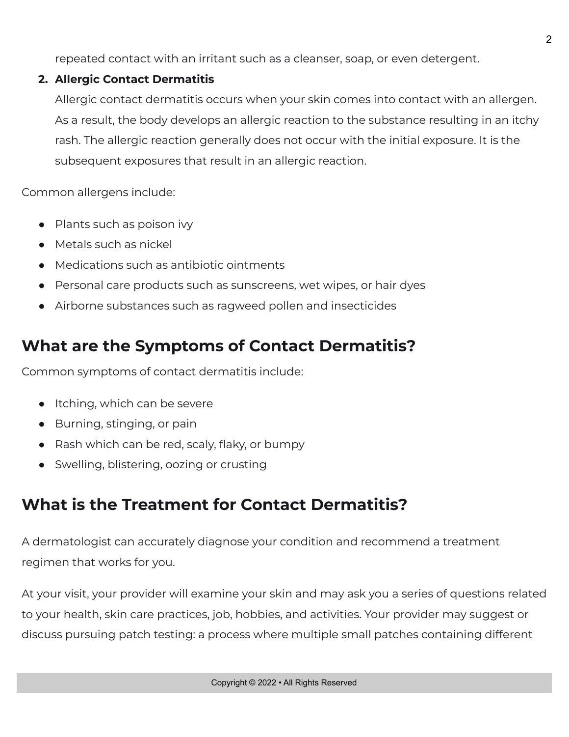repeated contact with an irritant such as a cleanser, soap, or even detergent.

2. **Allergic Contact Dermatitis**
   Allergic contact dermatitis occurs when your skin comes into contact with an allergen. As a result, the body develops an allergic reaction to the substance resulting in an itchy rash. The allergic reaction generally does not occur with the initial exposure. It is the subsequent exposures that result in an allergic reaction.

Common allergens include:

- Plants such as poison ivy
- Metals such as nickel
- Medications such as antibiotic ointments
- Personal care products such as sunscreens, wet wipes, or hair dyes
- Airborne substances such as ragweed pollen and insecticides

## What are the Symptoms of Contact Dermatitis?

Common symptoms of contact dermatitis include:

- Itching, which can be severe
- Burning, stinging, or pain
- Rash which can be red, scaly, flaky, or bumpy
- Swelling, blistering, oozing or crusting

## What is the Treatment for Contact Dermatitis?

A dermatologist can accurately diagnose your condition and recommend a treatment regimen that works for you.

At your visit, your provider will examine your skin and may ask you a series of questions related to your health, skin care practices, job, hobbies, and activities. Your provider may suggest or discuss pursuing patch testing: a process where multiple small patches containing different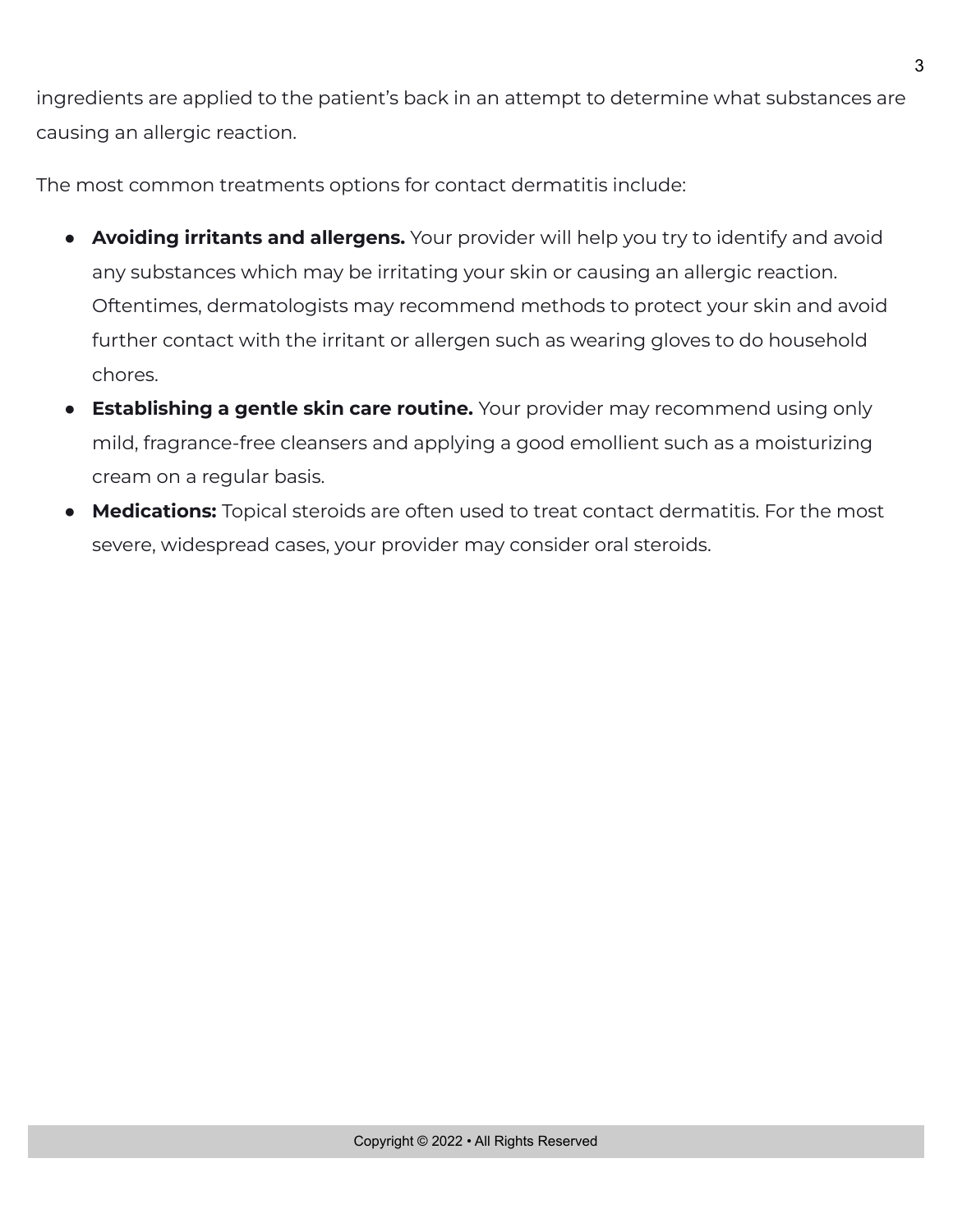ingredients are applied to the patient's back in an attempt to determine what substances are causing an allergic reaction.

The most common treatments options for contact dermatitis include:

- **Avoiding irritants and allergens.** Your provider will help you try to identify and avoid any substances which may be irritating your skin or causing an allergic reaction. Oftentimes, dermatologists may recommend methods to protect your skin and avoid further contact with the irritant or allergen such as wearing gloves to do household chores.
- **Establishing a gentle skin care routine.** Your provider may recommend using only mild, fragrance-free cleansers and applying a good emollient such as a moisturizing cream on a regular basis.
- **Medications:** Topical steroids are often used to treat contact dermatitis. For the most severe, widespread cases, your provider may consider oral steroids.